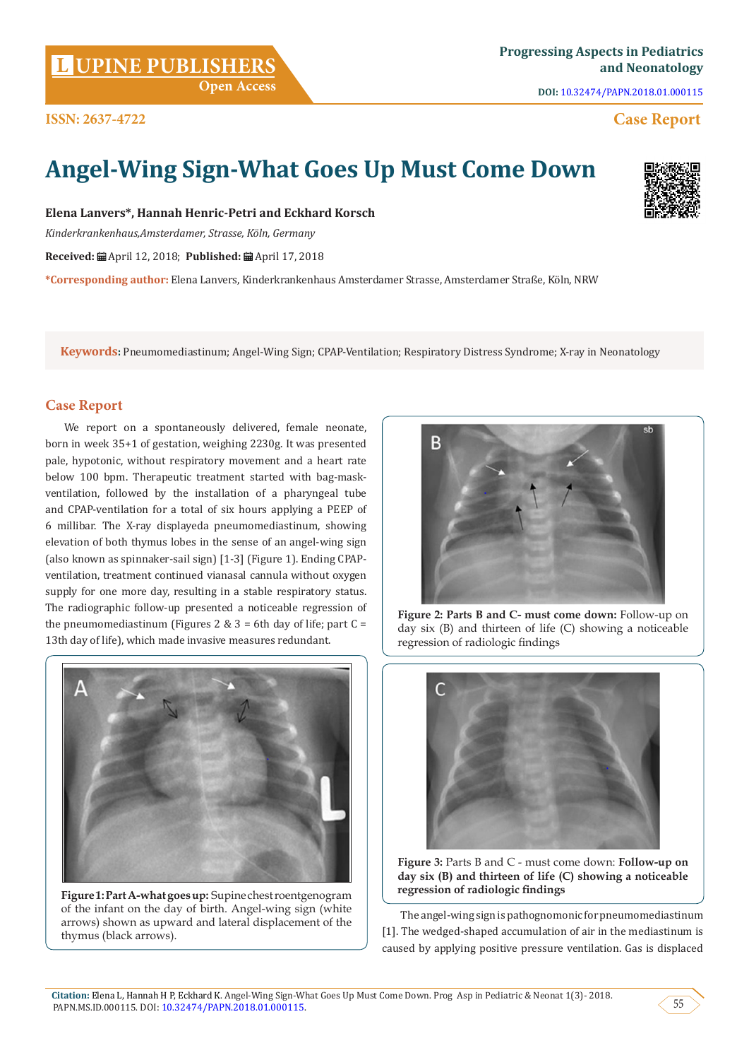# Angel-Wing Sign-What Goes Up Must Come Down

**Elena Lanvers*, Hannah Henric-Petri and Eckhard Korsch**

*Kinderkrankenhaus,Amsterdamer, Strasse, Köln, Germany*

**Received:** April 12, 2018; **Published:** April 17, 2018

***Corresponding author:** Elena Lanvers, Kinderkrankenhaus Amsterdamer Strasse, Amsterdamer Straße, Köln, NRW

**Keywords:** Pneumomediastinum; Angel-Wing Sign; CPAP-Ventilation; Respiratory Distress Syndrome; X-ray in Neonatology

## Case Report

We report on a spontaneously delivered, female neonate, born in week 35+1 of gestation, weighing 2230g. It was presented pale, hypotonic, without respiratory movement and a heart rate below 100 bpm. Therapeutic treatment started with bag-mask-ventilation, followed by the installation of a pharyngeal tube and CPAP-ventilation for a total of six hours applying a PEEP of 6 millibar. The X-ray displayeda pneumomediastinum, showing elevation of both thymus lobes in the sense of an angel-wing sign (also known as spinnaker-sail sign) [1-3] (Figure 1). Ending CPAP-ventilation, treatment continued vianasal cannula without oxygen supply for one more day, resulting in a stable respiratory status. The radiographic follow-up presented a noticeable regression of the pneumomediastinum (Figures 2 & 3 = 6th day of life; part C = 13th day of life), which made invasive measures redundant.

**Figure 1: Part A-what goes up:** Supine chest roentgenogram of the infant on the day of birth. Angel-wing sign (white arrows) shown as upward and lateral displacement of the thymus (black arrows).

**Figure 2: Parts B and C- must come down:** Follow-up on day six (B) and thirteen of life (C) showing a noticeable regression of radiologic findings

**Figure 3:** Parts B and C - must come down: **Follow-up on day six (B) and thirteen of life (C) showing a noticeable regression of radiologic findings**

The angel-wing sign is pathognomonic for pneumomediastinum [1]. The wedged-shaped accumulation of air in the mediastinum is caused by applying positive pressure ventilation. Gas is displaced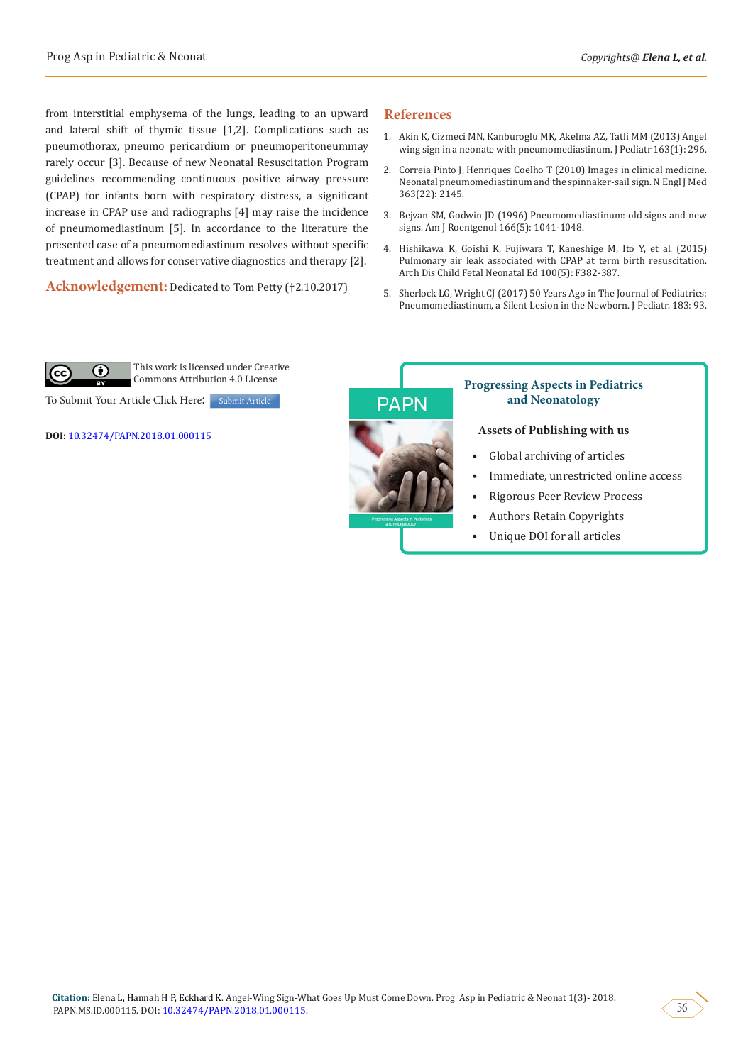from interstitial emphysema of the lungs, leading to an upward and lateral shift of thymic tissue [1,2]. Complications such as pneumothorax, pneumo pericardium or pneumoperitoneummay rarely occur [3]. Because of new Neonatal Resuscitation Program guidelines recommending continuous positive airway pressure (CPAP) for infants born with respiratory distress, a significant increase in CPAP use and radiographs [4] may raise the incidence of pneumomediastinum [5]. In accordance to the literature the presented case of a pneumomediastinum resolves without specific treatment and allows for conservative diagnostics and therapy [2].

**Acknowledgement:** Dedicated to Tom Petty (†2.10.2017)

## References

1. Akin K, Cizmeci MN, Kanburoglu MK, Akelma AZ, Tatli MM (2013) Angel wing sign in a neonate with pneumomediastinum. J Pediatr 163(1): 296.
2. Correia Pinto J, Henriques Coelho T (2010) Images in clinical medicine. Neonatal pneumomediastinum and the spinnaker-sail sign. N Engl J Med 363(22): 2145.
3. Bejvan SM, Godwin JD (1996) Pneumomediastinum: old signs and new signs. Am J Roentgenol 166(5): 1041-1048.
4. Hishikawa K, Goishi K, Fujiwara T, Kaneshige M, Ito Y, et al. (2015) Pulmonary air leak associated with CPAP at term birth resuscitation. Arch Dis Child Fetal Neonatal Ed 100(5): F382-387.
5. Sherlock LG, Wright CJ (2017) 50 Years Ago in The Journal of Pediatrics: Pneumomediastinum, a Silent Lesion in the Newborn. J Pediatr. 183: 93.

This work is licensed under Creative Commons Attribution 4.0 License

To Submit Your Article Click Here: Submit Article

**DOI:** 10.32474/PAPN.2018.01.000115

**Progressing Aspects in Pediatrics and Neonatology**

**Assets of Publishing with us**

- Global archiving of articles
- Immediate, unrestricted online access
- Rigorous Peer Review Process
- Authors Retain Copyrights
- Unique DOI for all articles

**Citation:** Elena L, Hannah H P, Eckhard K. Angel-Wing Sign-What Goes Up Must Come Down. Prog Asp in Pediatric & Neonat 1(3)- 2018. PAPN.MS.ID.000115. DOI: 10.32474/PAPN.2018.01.000115.